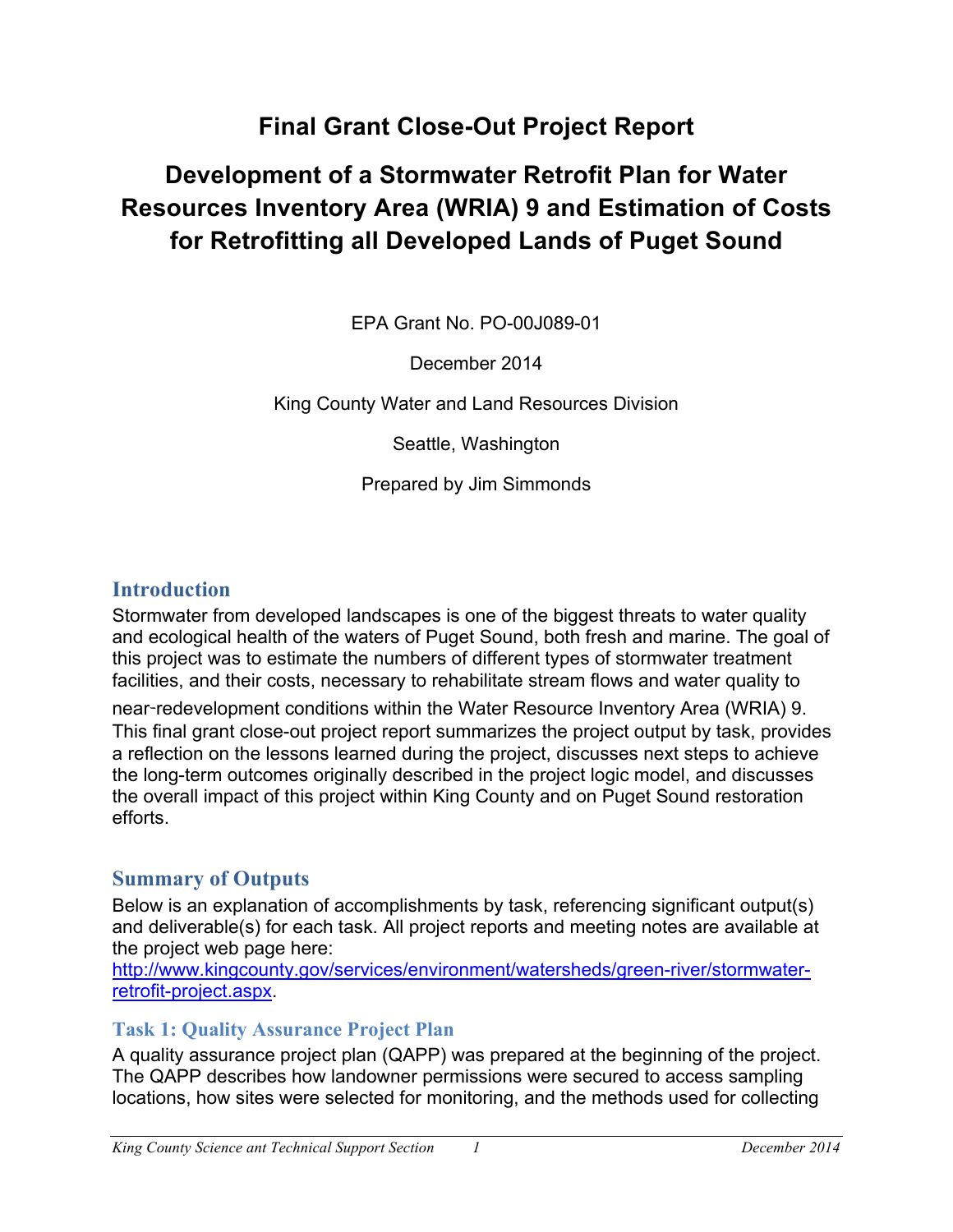# Final Grant Close-Out Project Report

# Development of a Stormwater Retrofit Plan for Water Resources Inventory Area (WRIA) 9 and Estimation of Costs for Retrofitting all Developed Lands of Puget Sound

EPA Grant No. PO-00J089-01

December 2014

King County Water and Land Resources Division

Seattle, Washington

Prepared by Jim Simmonds

## Introduction

Stormwater from developed landscapes is one of the biggest threats to water quality and ecological health of the waters of Puget Sound, both fresh and marine. The goal of this project was to estimate the numbers of different types of stormwater treatment facilities, and their costs, necessary to rehabilitate stream flows and water quality to near-redevelopment conditions within the Water Resource Inventory Area (WRIA) 9. This final grant close-out project report summarizes the project output by task, provides a reflection on the lessons learned during the project, discusses next steps to achieve the long-term outcomes originally described in the project logic model, and discusses the overall impact of this project within King County and on Puget Sound restoration efforts.

## Summary of Outputs

Below is an explanation of accomplishments by task, referencing significant output(s) and deliverable(s) for each task. All project reports and meeting notes are available at the project web page here: [http://www.kingcounty.gov/services/environment/watersheds/green-river/stormwater-retrofit-project.aspx](http://www.kingcounty.gov/services/environment/watersheds/green-river/stormwater-retrofit-project.aspx).

### Task 1: Quality Assurance Project Plan

A quality assurance project plan (QAPP) was prepared at the beginning of the project. The QAPP describes how landowner permissions were secured to access sampling locations, how sites were selected for monitoring, and the methods used for collecting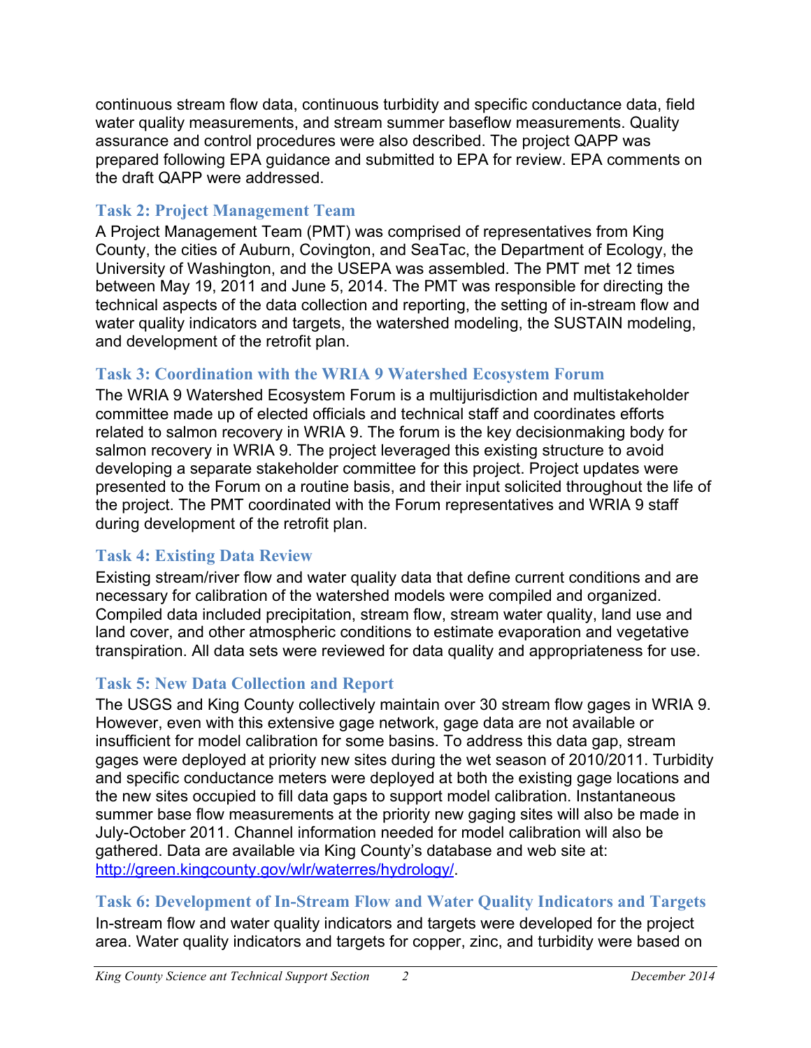continuous stream flow data, continuous turbidity and specific conductance data, field water quality measurements, and stream summer baseflow measurements. Quality assurance and control procedures were also described. The project QAPP was prepared following EPA guidance and submitted to EPA for review. EPA comments on the draft QAPP were addressed.

### Task 2: Project Management Team

A Project Management Team (PMT) was comprised of representatives from King County, the cities of Auburn, Covington, and SeaTac, the Department of Ecology, the University of Washington, and the USEPA was assembled. The PMT met 12 times between May 19, 2011 and June 5, 2014. The PMT was responsible for directing the technical aspects of the data collection and reporting, the setting of in-stream flow and water quality indicators and targets, the watershed modeling, the SUSTAIN modeling, and development of the retrofit plan.

### Task 3: Coordination with the WRIA 9 Watershed Ecosystem Forum

The WRIA 9 Watershed Ecosystem Forum is a multijurisdiction and multistakeholder committee made up of elected officials and technical staff and coordinates efforts related to salmon recovery in WRIA 9. The forum is the key decisionmaking body for salmon recovery in WRIA 9. The project leveraged this existing structure to avoid developing a separate stakeholder committee for this project. Project updates were presented to the Forum on a routine basis, and their input solicited throughout the life of the project. The PMT coordinated with the Forum representatives and WRIA 9 staff during development of the retrofit plan.

### Task 4: Existing Data Review

Existing stream/river flow and water quality data that define current conditions and are necessary for calibration of the watershed models were compiled and organized. Compiled data included precipitation, stream flow, stream water quality, land use and land cover, and other atmospheric conditions to estimate evaporation and vegetative transpiration. All data sets were reviewed for data quality and appropriateness for use.

### Task 5: New Data Collection and Report

The USGS and King County collectively maintain over 30 stream flow gages in WRIA 9. However, even with this extensive gage network, gage data are not available or insufficient for model calibration for some basins. To address this data gap, stream gages were deployed at priority new sites during the wet season of 2010/2011. Turbidity and specific conductance meters were deployed at both the existing gage locations and the new sites occupied to fill data gaps to support model calibration. Instantaneous summer base flow measurements at the priority new gaging sites will also be made in July-October 2011. Channel information needed for model calibration will also be gathered. Data are available via King County's database and web site at: [http://green.kingcounty.gov/wlr/waterres/hydrology/](http://green.kingcounty.gov/wlr/waterres/hydrology/).

### Task 6: Development of In-Stream Flow and Water Quality Indicators and Targets

In-stream flow and water quality indicators and targets were developed for the project area. Water quality indicators and targets for copper, zinc, and turbidity were based on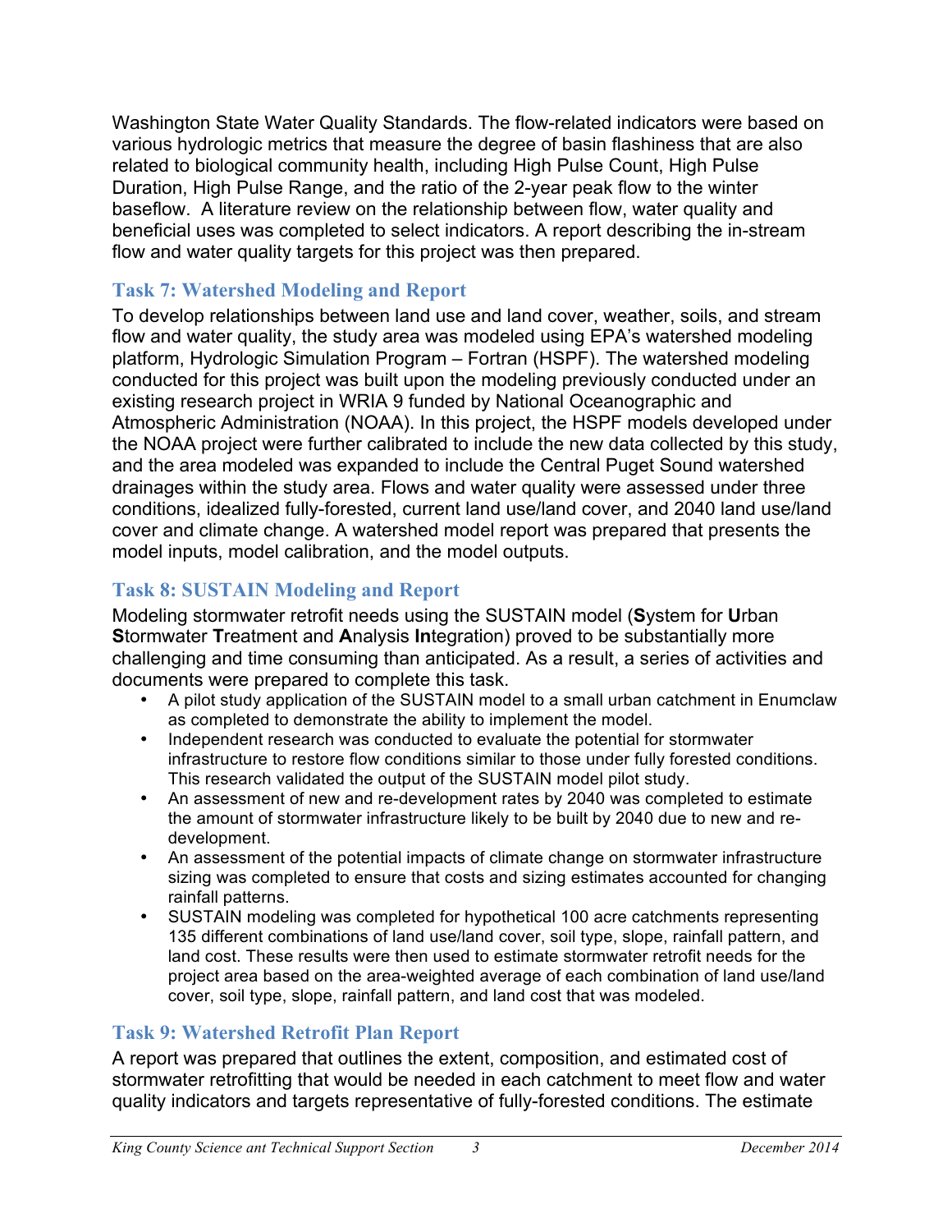Washington State Water Quality Standards. The flow-related indicators were based on various hydrologic metrics that measure the degree of basin flashiness that are also related to biological community health, including High Pulse Count, High Pulse Duration, High Pulse Range, and the ratio of the 2-year peak flow to the winter baseflow. A literature review on the relationship between flow, water quality and beneficial uses was completed to select indicators. A report describing the in-stream flow and water quality targets for this project was then prepared.

### Task 7: Watershed Modeling and Report

To develop relationships between land use and land cover, weather, soils, and stream flow and water quality, the study area was modeled using EPA's watershed modeling platform, Hydrologic Simulation Program – Fortran (HSPF). The watershed modeling conducted for this project was built upon the modeling previously conducted under an existing research project in WRIA 9 funded by National Oceanographic and Atmospheric Administration (NOAA). In this project, the HSPF models developed under the NOAA project were further calibrated to include the new data collected by this study, and the area modeled was expanded to include the Central Puget Sound watershed drainages within the study area. Flows and water quality were assessed under three conditions, idealized fully-forested, current land use/land cover, and 2040 land use/land cover and climate change. A watershed model report was prepared that presents the model inputs, model calibration, and the model outputs.

### Task 8: SUSTAIN Modeling and Report

Modeling stormwater retrofit needs using the SUSTAIN model (**S**ystem for **U**rban **S**tormwater **T**reatment and **A**nalysis **In**tegration) proved to be substantially more challenging and time consuming than anticipated. As a result, a series of activities and documents were prepared to complete this task.

- A pilot study application of the SUSTAIN model to a small urban catchment in Enumclaw as completed to demonstrate the ability to implement the model.
- Independent research was conducted to evaluate the potential for stormwater infrastructure to restore flow conditions similar to those under fully forested conditions. This research validated the output of the SUSTAIN model pilot study.
- An assessment of new and re-development rates by 2040 was completed to estimate the amount of stormwater infrastructure likely to be built by 2040 due to new and re-development.
- An assessment of the potential impacts of climate change on stormwater infrastructure sizing was completed to ensure that costs and sizing estimates accounted for changing rainfall patterns.
- SUSTAIN modeling was completed for hypothetical 100 acre catchments representing 135 different combinations of land use/land cover, soil type, slope, rainfall pattern, and land cost. These results were then used to estimate stormwater retrofit needs for the project area based on the area-weighted average of each combination of land use/land cover, soil type, slope, rainfall pattern, and land cost that was modeled.

### Task 9: Watershed Retrofit Plan Report

A report was prepared that outlines the extent, composition, and estimated cost of stormwater retrofitting that would be needed in each catchment to meet flow and water quality indicators and targets representative of fully-forested conditions. The estimate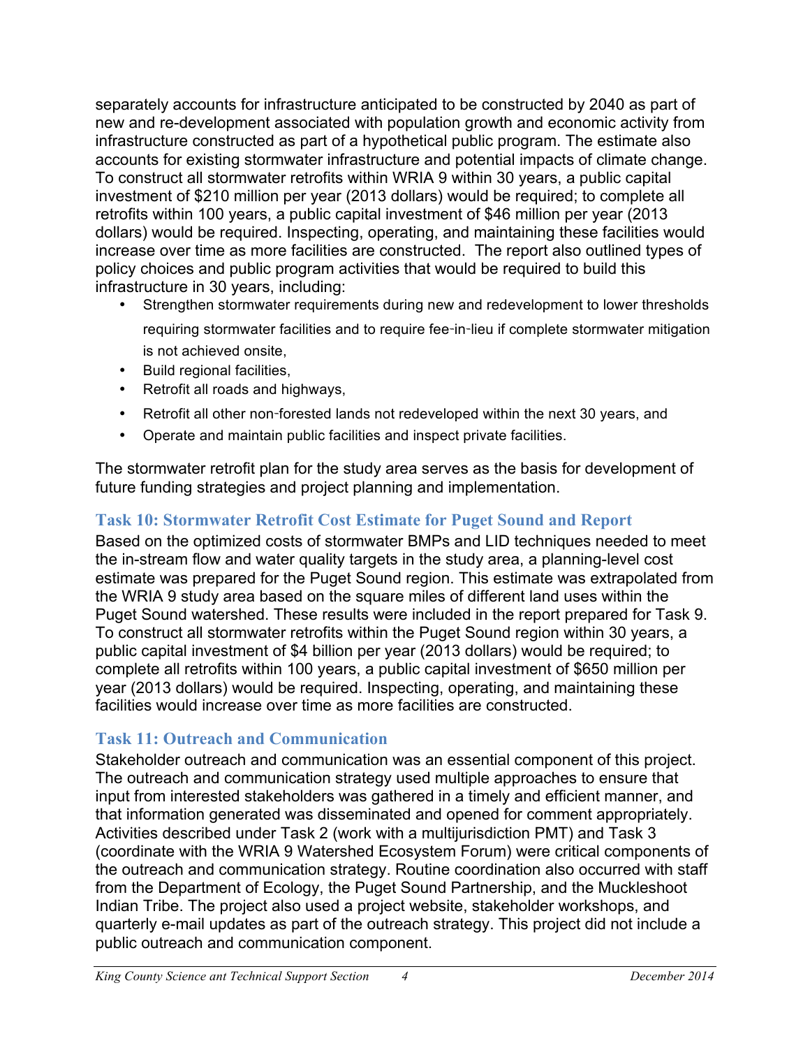separately accounts for infrastructure anticipated to be constructed by 2040 as part of new and re-development associated with population growth and economic activity from infrastructure constructed as part of a hypothetical public program. The estimate also accounts for existing stormwater infrastructure and potential impacts of climate change. To construct all stormwater retrofits within WRIA 9 within 30 years, a public capital investment of $210 million per year (2013 dollars) would be required; to complete all retrofits within 100 years, a public capital investment of $46 million per year (2013 dollars) would be required. Inspecting, operating, and maintaining these facilities would increase over time as more facilities are constructed. The report also outlined types of policy choices and public program activities that would be required to build this infrastructure in 30 years, including:

- Strengthen stormwater requirements during new and redevelopment to lower thresholds requiring stormwater facilities and to require fee-in-lieu if complete stormwater mitigation is not achieved onsite,
- Build regional facilities,
- Retrofit all roads and highways,
- Retrofit all other non-forested lands not redeveloped within the next 30 years, and
- Operate and maintain public facilities and inspect private facilities.

The stormwater retrofit plan for the study area serves as the basis for development of future funding strategies and project planning and implementation.

### Task 10: Stormwater Retrofit Cost Estimate for Puget Sound and Report

Based on the optimized costs of stormwater BMPs and LID techniques needed to meet the in-stream flow and water quality targets in the study area, a planning-level cost estimate was prepared for the Puget Sound region. This estimate was extrapolated from the WRIA 9 study area based on the square miles of different land uses within the Puget Sound watershed. These results were included in the report prepared for Task 9. To construct all stormwater retrofits within the Puget Sound region within 30 years, a public capital investment of $4 billion per year (2013 dollars) would be required; to complete all retrofits within 100 years, a public capital investment of $650 million per year (2013 dollars) would be required. Inspecting, operating, and maintaining these facilities would increase over time as more facilities are constructed.

### Task 11: Outreach and Communication

Stakeholder outreach and communication was an essential component of this project. The outreach and communication strategy used multiple approaches to ensure that input from interested stakeholders was gathered in a timely and efficient manner, and that information generated was disseminated and opened for comment appropriately. Activities described under Task 2 (work with a multijurisdiction PMT) and Task 3 (coordinate with the WRIA 9 Watershed Ecosystem Forum) were critical components of the outreach and communication strategy. Routine coordination also occurred with staff from the Department of Ecology, the Puget Sound Partnership, and the Muckleshoot Indian Tribe. The project also used a project website, stakeholder workshops, and quarterly e-mail updates as part of the outreach strategy. This project did not include a public outreach and communication component.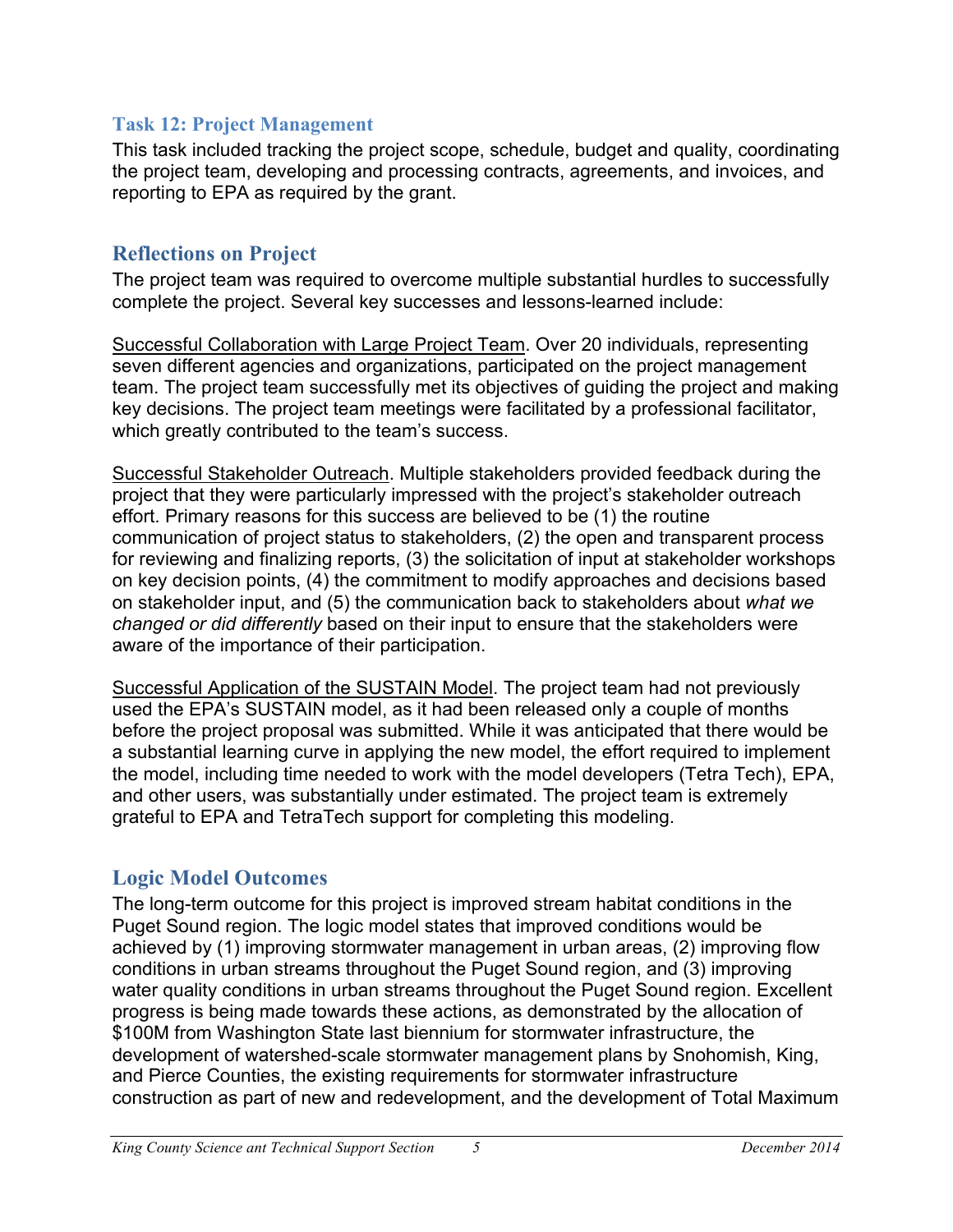### Task 12: Project Management

This task included tracking the project scope, schedule, budget and quality, coordinating the project team, developing and processing contracts, agreements, and invoices, and reporting to EPA as required by the grant.

## Reflections on Project

The project team was required to overcome multiple substantial hurdles to successfully complete the project. Several key successes and lessons-learned include:

<u>Successful Collaboration with Large Project Team</u>. Over 20 individuals, representing seven different agencies and organizations, participated on the project management team. The project team successfully met its objectives of guiding the project and making key decisions. The project team meetings were facilitated by a professional facilitator, which greatly contributed to the team's success.

<u>Successful Stakeholder Outreach</u>. Multiple stakeholders provided feedback during the project that they were particularly impressed with the project's stakeholder outreach effort. Primary reasons for this success are believed to be (1) the routine communication of project status to stakeholders, (2) the open and transparent process for reviewing and finalizing reports, (3) the solicitation of input at stakeholder workshops on key decision points, (4) the commitment to modify approaches and decisions based on stakeholder input, and (5) the communication back to stakeholders about *what we changed or did differently* based on their input to ensure that the stakeholders were aware of the importance of their participation.

<u>Successful Application of the SUSTAIN Model</u>. The project team had not previously used the EPA's SUSTAIN model, as it had been released only a couple of months before the project proposal was submitted. While it was anticipated that there would be a substantial learning curve in applying the new model, the effort required to implement the model, including time needed to work with the model developers (Tetra Tech), EPA, and other users, was substantially under estimated. The project team is extremely grateful to EPA and TetraTech support for completing this modeling.

## Logic Model Outcomes

The long-term outcome for this project is improved stream habitat conditions in the Puget Sound region. The logic model states that improved conditions would be achieved by (1) improving stormwater management in urban areas, (2) improving flow conditions in urban streams throughout the Puget Sound region, and (3) improving water quality conditions in urban streams throughout the Puget Sound region. Excellent progress is being made towards these actions, as demonstrated by the allocation of $100M from Washington State last biennium for stormwater infrastructure, the development of watershed-scale stormwater management plans by Snohomish, King, and Pierce Counties, the existing requirements for stormwater infrastructure construction as part of new and redevelopment, and the development of Total Maximum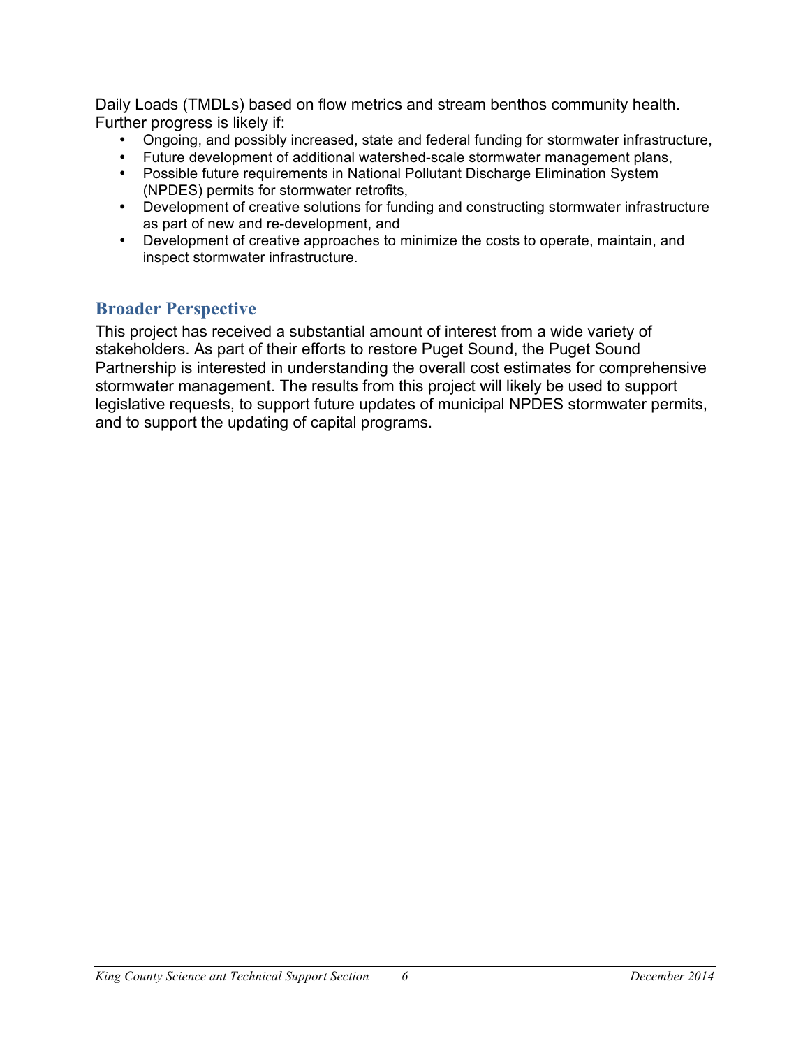Daily Loads (TMDLs) based on flow metrics and stream benthos community health. Further progress is likely if:

- Ongoing, and possibly increased, state and federal funding for stormwater infrastructure,
- Future development of additional watershed-scale stormwater management plans,
- Possible future requirements in National Pollutant Discharge Elimination System (NPDES) permits for stormwater retrofits,
- Development of creative solutions for funding and constructing stormwater infrastructure as part of new and re-development, and
- Development of creative approaches to minimize the costs to operate, maintain, and inspect stormwater infrastructure.

## Broader Perspective

This project has received a substantial amount of interest from a wide variety of stakeholders. As part of their efforts to restore Puget Sound, the Puget Sound Partnership is interested in understanding the overall cost estimates for comprehensive stormwater management. The results from this project will likely be used to support legislative requests, to support future updates of municipal NPDES stormwater permits, and to support the updating of capital programs.